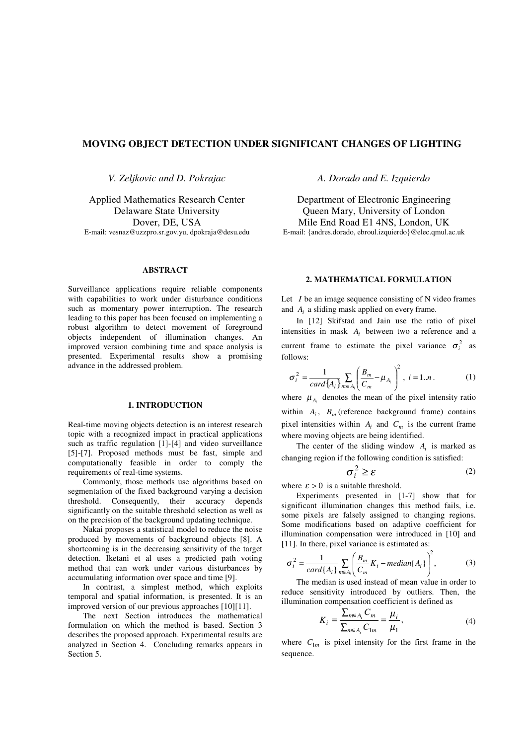# MOVING OBJECT DETECTION UNDER SIGNIFICANT CHANGES OF LIGHTING

*V. Zeljkovic and D. Pokrajac*

Applied Mathematics Research Center
Delaware State University
Dover, DE, USA
E-mail: vesnaz@uzzpro.sr.gov.yu, dpokraja@desu.edu

*A. Dorado and E. Izquierdo*

Department of Electronic Engineering
Queen Mary, University of London
Mile End Road E1 4NS, London, UK
E-mail: {andres.dorado, ebroul.izquierdo}@elec.qmul.ac.uk

## ABSTRACT

Surveillance applications require reliable components with capabilities to work under disturbance conditions such as momentary power interruption. The research leading to this paper has been focused on implementing a robust algorithm to detect movement of foreground objects independent of illumination changes. An improved version combining time and space analysis is presented. Experimental results show a promising advance in the addressed problem.

## 1. INTRODUCTION

Real-time moving objects detection is an interest research topic with a recognized impact in practical applications such as traffic regulation [1]-[4] and video surveillance [5]-[7]. Proposed methods must be fast, simple and computationally feasible in order to comply the requirements of real-time systems.

Commonly, those methods use algorithms based on segmentation of the fixed background varying a decision threshold. Consequently, their accuracy depends significantly on the suitable threshold selection as well as on the precision of the background updating technique.

Nakai proposes a statistical model to reduce the noise produced by movements of background objects [8]. A shortcoming is in the decreasing sensitivity of the target detection. Iketani et al uses a predicted path voting method that can work under various disturbances by accumulating information over space and time [9].

In contrast, a simplest method, which exploits temporal and spatial information, is presented. It is an improved version of our previous approaches [10][11].

The next Section introduces the mathematical formulation on which the method is based. Section 3 describes the proposed approach. Experimental results are analyzed in Section 4. Concluding remarks appears in Section 5.

## 2. MATHEMATICAL FORMULATION

Let $I$ be an image sequence consisting of N video frames and $A_i$ a sliding mask applied on every frame.

In [12] Skifstad and Jain use the ratio of pixel intensities in mask $A_i$ between two a reference and a current frame to estimate the pixel variance $\sigma_i^2$ as follows:

$$\sigma_i^2 = \frac{1}{card\{A_i\}} \sum_{m \in A_i} \left( \frac{B_m}{C_m} - \mu_{A_i} \right)^2, \; i = 1..n. \tag{1}$$

where $\mu_{A_i}$ denotes the mean of the pixel intensity ratio within $A_i$, $B_m$ (reference background frame) contains pixel intensities within $A_i$ and $C_m$ is the current frame where moving objects are being identified.

The center of the sliding window $A_i$ is marked as changing region if the following condition is satisfied:

$$\sigma_i^2 \geq \varepsilon \tag{2}$$

where $\varepsilon > 0$ is a suitable threshold.

Experiments presented in [1-7] show that for significant illumination changes this method fails, i.e. some pixels are falsely assigned to changing regions. Some modifications based on adaptive coefficient for illumination compensation were introduced in [10] and [11]. In there, pixel variance is estimated as:

$$\sigma_i^2 = \frac{1}{card\{A_i\}} \sum_{m \in A_i} \left( \frac{B_m}{C_m} K_i - median\{A_i\} \right)^2, \tag{3}$$

The median is used instead of mean value in order to reduce sensitivity introduced by outliers. Then, the illumination compensation coefficient is defined as

$$K_i = \frac{\sum_{m \in A_i} C_m}{\sum_{m \in A_i} C_{1m}} = \frac{\mu_i}{\mu_1}, \tag{4}$$

where $C_{1m}$ is pixel intensity for the first frame in the sequence.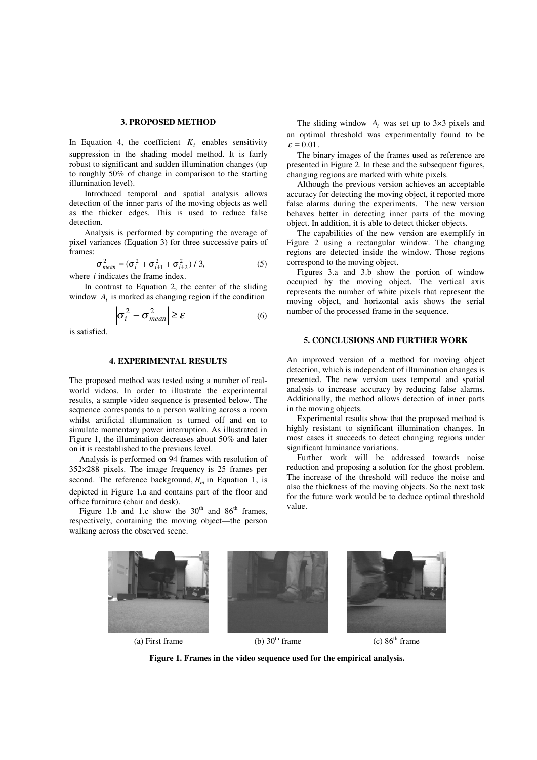## 3. PROPOSED METHOD

In Equation 4, the coefficient $K_i$ enables sensitivity suppression in the shading model method. It is fairly robust to significant and sudden illumination changes (up to roughly 50% of change in comparison to the starting illumination level).

Introduced temporal and spatial analysis allows detection of the inner parts of the moving objects as well as the thicker edges. This is used to reduce false detection.

Analysis is performed by computing the average of pixel variances (Equation 3) for three successive pairs of frames:

$$\sigma_{mean}^2 = (\sigma_i^2 + \sigma_{i+1}^2 + \sigma_{i+2}^2) / 3, \tag{5}$$

where $i$ indicates the frame index.

In contrast to Equation 2, the center of the sliding window $A_i$ is marked as changing region if the condition

$$\left|\sigma_i^2 - \sigma_{mean}^2\right| \geq \varepsilon \tag{6}$$

is satisfied.

## 4. EXPERIMENTAL RESULTS

The proposed method was tested using a number of real-world videos. In order to illustrate the experimental results, a sample video sequence is presented below. The sequence corresponds to a person walking across a room whilst artificial illumination is turned off and on to simulate momentary power interruption. As illustrated in Figure 1, the illumination decreases about 50% and later on it is reestablished to the previous level.

Analysis is performed on 94 frames with resolution of 352×288 pixels. The image frequency is 25 frames per second. The reference background, $B_m$ in Equation 1, is depicted in Figure 1.a and contains part of the floor and office furniture (chair and desk).

Figure 1.b and 1.c show the 30th and 86th frames, respectively, containing the moving object—the person walking across the observed scene.

The sliding window $A_i$ was set up to 3×3 pixels and an optimal threshold was experimentally found to be $\varepsilon = 0.01$.

The binary images of the frames used as reference are presented in Figure 2. In these and the subsequent figures, changing regions are marked with white pixels.

Although the previous version achieves an acceptable accuracy for detecting the moving object, it reported more false alarms during the experiments. The new version behaves better in detecting inner parts of the moving object. In addition, it is able to detect thicker objects.

The capabilities of the new version are exemplify in Figure 2 using a rectangular window. The changing regions are detected inside the window. Those regions correspond to the moving object.

Figures 3.a and 3.b show the portion of window occupied by the moving object. The vertical axis represents the number of white pixels that represent the moving object, and horizontal axis shows the serial number of the processed frame in the sequence.

## 5. CONCLUSIONS AND FURTHER WORK

An improved version of a method for moving object detection, which is independent of illumination changes is presented. The new version uses temporal and spatial analysis to increase accuracy by reducing false alarms. Additionally, the method allows detection of inner parts in the moving objects.

Experimental results show that the proposed method is highly resistant to significant illumination changes. In most cases it succeeds to detect changing regions under significant luminance variations.

Further work will be addressed towards noise reduction and proposing a solution for the ghost problem. The increase of the threshold will reduce the noise and also the thickness of the moving objects. So the next task for the future work would be to deduce optimal threshold value.

(a) First frame (b) 30th frame (c) 86th frame

**Figure 1. Frames in the video sequence used for the empirical analysis.**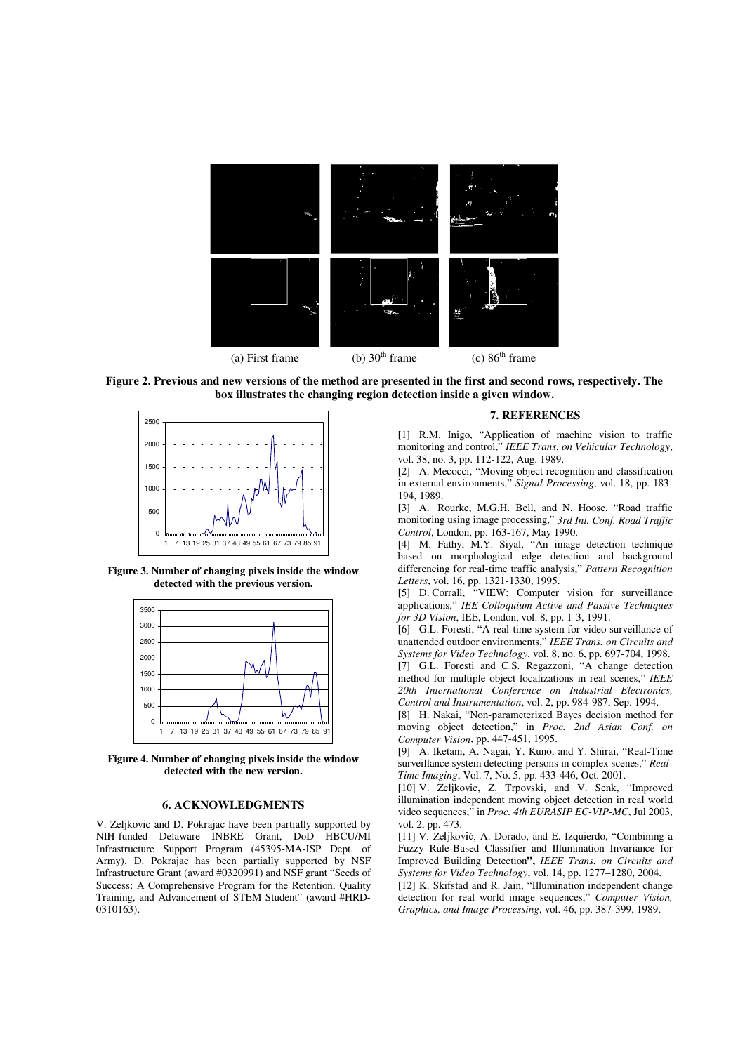(a) First frame (b) 30th frame (c) 86th frame

**Figure 2. Previous and new versions of the method are presented in the first and second rows, respectively. The box illustrates the changing region detection inside a given window.**

2500
2000
1500
1000
500
0
1 7 13 19 25 31 37 43 49 55 61 67 73 79 85 91

**Figure 3. Number of changing pixels inside the window detected with the previous version.**

3500
3000
2500
2000
1500
1000
500
0
1 7 13 19 25 31 37 43 49 55 61 67 73 79 85 91

**Figure 4. Number of changing pixels inside the window detected with the new version.**

## 6. ACKNOWLEDGMENTS

V. Zeljkovic and D. Pokrajac have been partially supported by NIH-funded Delaware INBRE Grant, DoD HBCU/MI Infrastructure Support Program (45395-MA-ISP Dept. of Army). D. Pokrajac has been partially supported by NSF Infrastructure Grant (award #0320991) and NSF grant "Seeds of Success: A Comprehensive Program for the Retention, Quality Training, and Advancement of STEM Student" (award #HRD-0310163).

## 7. REFERENCES

[1] R.M. Inigo, "Application of machine vision to traffic monitoring and control," *IEEE Trans. on Vehicular Technology*, vol. 38, no. 3, pp. 112-122, Aug. 1989.

[2] A. Mecocci, "Moving object recognition and classification in external environments," *Signal Processing*, vol. 18, pp. 183-194, 1989.

[3] A. Rourke, M.G.H. Bell, and N. Hoose, "Road traffic monitoring using image processing," *3rd Int. Conf. Road Traffic Control*, London, pp. 163-167, May 1990.

[4] M. Fathy, M.Y. Siyal, "An image detection technique based on morphological edge detection and background differencing for real-time traffic analysis," *Pattern Recognition Letters*, vol. 16, pp. 1321-1330, 1995.

[5] D. Corrall, "VIEW: Computer vision for surveillance applications," *IEE Colloquium Active and Passive Techniques for 3D Vision*, IEE, London, vol. 8, pp. 1-3, 1991.

[6] G.L. Foresti, "A real-time system for video surveillance of unattended outdoor environments," *IEEE Trans. on Circuits and Systems for Video Technology*, vol. 8, no. 6, pp. 697-704, 1998.

[7] G.L. Foresti and C.S. Regazzoni, "A change detection method for multiple object localizations in real scenes," *IEEE 20th International Conference on Industrial Electronics, Control and Instrumentation*, vol. 2, pp. 984-987, Sep. 1994.

[8] H. Nakai, "Non-parameterized Bayes decision method for moving object detection," in *Proc. 2nd Asian Conf. on Computer Vision*, pp. 447-451, 1995.

[9] A. Iketani, A. Nagai, Y. Kuno, and Y. Shirai, "Real-Time surveillance system detecting persons in complex scenes," *Real-Time Imaging*, Vol. 7, No. 5, pp. 433-446, Oct. 2001.

[10] V. Zeljkovic, Z. Trpovski, and V. Senk, "Improved illumination independent moving object detection in real world video sequences," in *Proc. 4th EURASIP EC-VIP-MC*, Jul 2003, vol. 2, pp. 473.

[11] V. Zeljković, A. Dorado, and E. Izquierdo, "Combining a Fuzzy Rule-Based Classifier and Illumination Invariance for Improved Building Detection**",** *IEEE Trans. on Circuits and Systems for Video Technology*, vol. 14, pp. 1277–1280, 2004.

[12] K. Skifstad and R. Jain, "Illumination independent change detection for real world image sequences," *Computer Vision, Graphics, and Image Processing*, vol. 46, pp. 387-399, 1989.